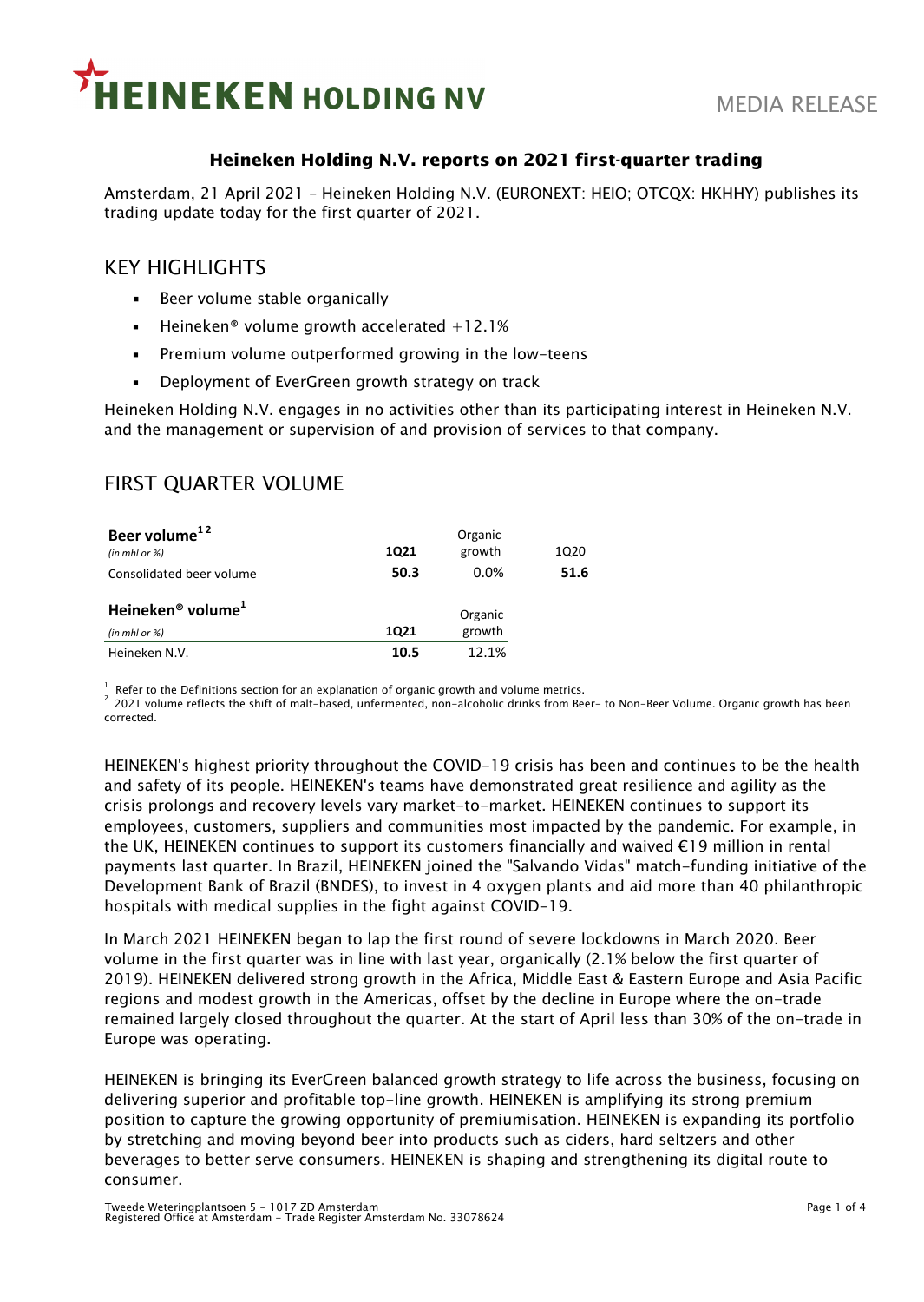# Heineken Holding N.V. reports on 2021 first-quarter trading

Amsterdam, 21 April 2021 – Heineken Holding N.V. (EURONEXT: HEIO; OTCQX: HKHHY) publishes its trading update today for the first quarter of 2021.

## KEY HIGHLIGHTS

- Beer volume stable organically
- Heineken® volume growth accelerated +12.1%
- Premium volume outperformed growing in the low-teens
- Deployment of EverGreen growth strategy on track

Heineken Holding N.V. engages in no activities other than its participating interest in Heineken N.V. and the management or supervision of and provision of services to that company.

## FIRST QUARTER VOLUME

| **Beer volume**[1 2] *(in mhl or %)* | **1Q21** | Organic growth | 1Q20 |
|---|---|---|---|
| Consolidated beer volume | **50.3** | 0.0% | **51.6** |

| **Heineken® volume**[1] *(in mhl or %)* | **1Q21** | Organic growth |
|---|---|---|
| Heineken N.V. | **10.5** | 12.1% |

[1] Refer to the Definitions section for an explanation of organic growth and volume metrics.
[2] 2021 volume reflects the shift of malt-based, unfermented, non-alcoholic drinks from Beer- to Non-Beer Volume. Organic growth has been corrected.

HEINEKEN's highest priority throughout the COVID-19 crisis has been and continues to be the health and safety of its people. HEINEKEN's teams have demonstrated great resilience and agility as the crisis prolongs and recovery levels vary market-to-market. HEINEKEN continues to support its employees, customers, suppliers and communities most impacted by the pandemic. For example, in the UK, HEINEKEN continues to support its customers financially and waived €19 million in rental payments last quarter. In Brazil, HEINEKEN joined the "Salvando Vidas" match-funding initiative of the Development Bank of Brazil (BNDES), to invest in 4 oxygen plants and aid more than 40 philanthropic hospitals with medical supplies in the fight against COVID-19.

In March 2021 HEINEKEN began to lap the first round of severe lockdowns in March 2020. Beer volume in the first quarter was in line with last year, organically (2.1% below the first quarter of 2019). HEINEKEN delivered strong growth in the Africa, Middle East & Eastern Europe and Asia Pacific regions and modest growth in the Americas, offset by the decline in Europe where the on-trade remained largely closed throughout the quarter. At the start of April less than 30% of the on-trade in Europe was operating.

HEINEKEN is bringing its EverGreen balanced growth strategy to life across the business, focusing on delivering superior and profitable top-line growth. HEINEKEN is amplifying its strong premium position to capture the growing opportunity of premiumisation. HEINEKEN is expanding its portfolio by stretching and moving beyond beer into products such as ciders, hard seltzers and other beverages to better serve consumers. HEINEKEN is shaping and strengthening its digital route to consumer.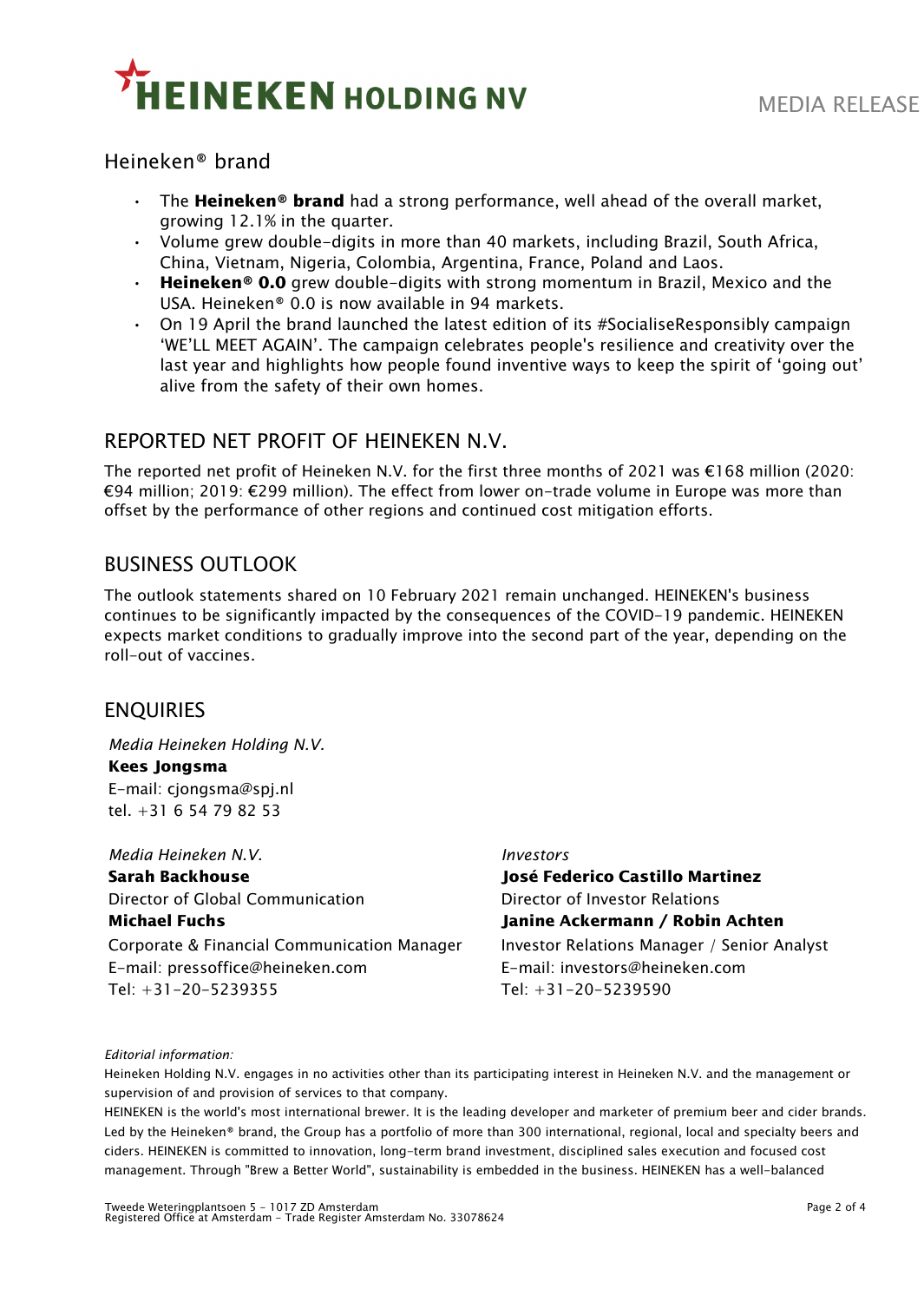## Heineken® brand

- The **Heineken® brand** had a strong performance, well ahead of the overall market, growing 12.1% in the quarter.
- Volume grew double-digits in more than 40 markets, including Brazil, South Africa, China, Vietnam, Nigeria, Colombia, Argentina, France, Poland and Laos.
- **Heineken® 0.0** grew double-digits with strong momentum in Brazil, Mexico and the USA. Heineken® 0.0 is now available in 94 markets.
- On 19 April the brand launched the latest edition of its #SocialiseResponsibly campaign 'WE'LL MEET AGAIN'. The campaign celebrates people's resilience and creativity over the last year and highlights how people found inventive ways to keep the spirit of 'going out' alive from the safety of their own homes.

## REPORTED NET PROFIT OF HEINEKEN N.V.

The reported net profit of Heineken N.V. for the first three months of 2021 was €168 million (2020: €94 million; 2019: €299 million). The effect from lower on-trade volume in Europe was more than offset by the performance of other regions and continued cost mitigation efforts.

## BUSINESS OUTLOOK

The outlook statements shared on 10 February 2021 remain unchanged. HEINEKEN's business continues to be significantly impacted by the consequences of the COVID-19 pandemic. HEINEKEN expects market conditions to gradually improve into the second part of the year, depending on the roll-out of vaccines.

## ENQUIRIES

*Media Heineken Holding N.V.*
**Kees Jongsma**
E-mail: cjongsma@spj.nl
tel. +31 6 54 79 82 53

*Media Heineken N.V.*
**Sarah Backhouse**
Director of Global Communication
**Michael Fuchs**
Corporate & Financial Communication Manager
E-mail: pressoffice@heineken.com
Tel: +31-20-5239355

*Investors*
**José Federico Castillo Martinez**
Director of Investor Relations
**Janine Ackermann / Robin Achten**
Investor Relations Manager / Senior Analyst
E-mail: investors@heineken.com
Tel: +31-20-5239590

*Editorial information:*

Heineken Holding N.V. engages in no activities other than its participating interest in Heineken N.V. and the management or supervision of and provision of services to that company.

HEINEKEN is the world's most international brewer. It is the leading developer and marketer of premium beer and cider brands. Led by the Heineken® brand, the Group has a portfolio of more than 300 international, regional, local and specialty beers and ciders. HEINEKEN is committed to innovation, long-term brand investment, disciplined sales execution and focused cost management. Through "Brew a Better World", sustainability is embedded in the business. HEINEKEN has a well-balanced

Tweede Weteringplantsoen 5 - 1017 ZD Amsterdam
Registered Office at Amsterdam - Trade Register Amsterdam No. 33078624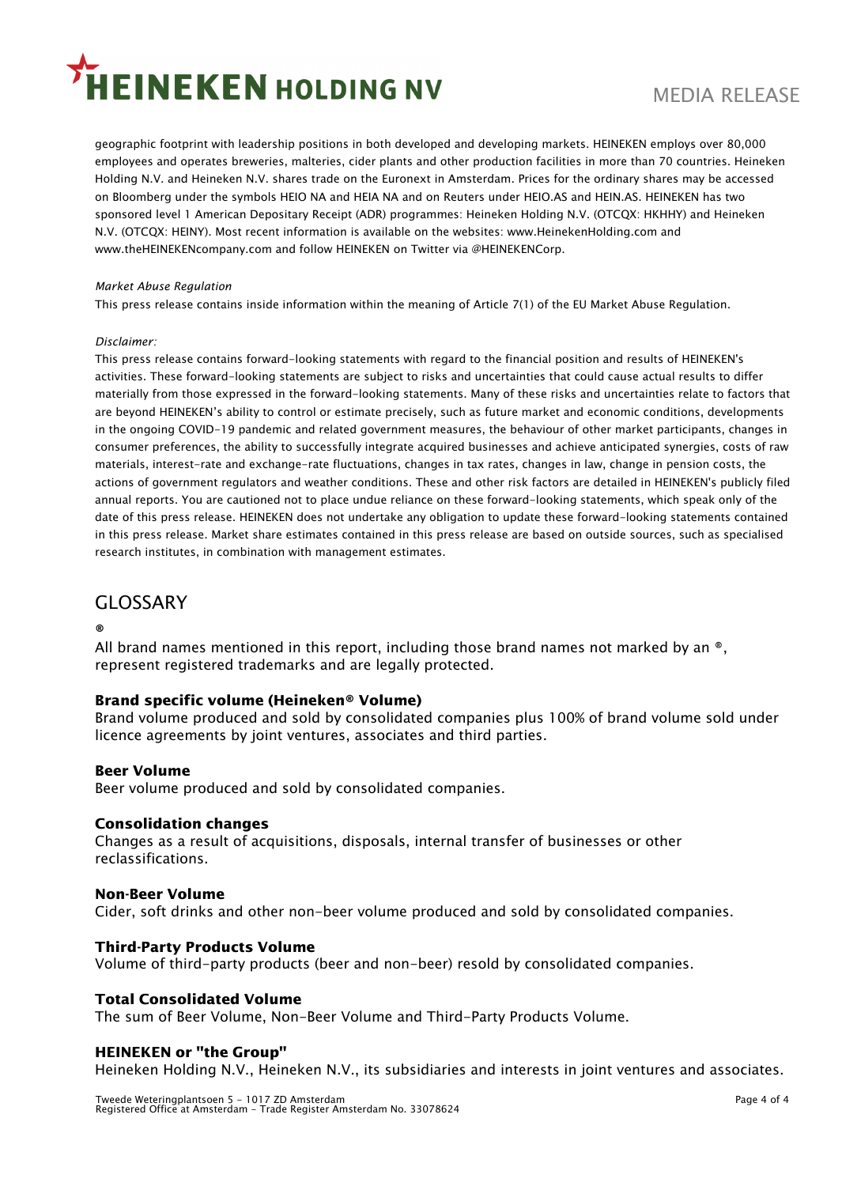geographic footprint with leadership positions in both developed and developing markets. HEINEKEN employs over 80,000 employees and operates breweries, malteries, cider plants and other production facilities in more than 70 countries. Heineken Holding N.V. and Heineken N.V. shares trade on the Euronext in Amsterdam. Prices for the ordinary shares may be accessed on Bloomberg under the symbols HEIO NA and HEIA NA and on Reuters under HEIO.AS and HEIN.AS. HEINEKEN has two sponsored level 1 American Depositary Receipt (ADR) programmes: Heineken Holding N.V. (OTCQX: HKHHY) and Heineken N.V. (OTCQX: HEINY). Most recent information is available on the websites: www.HeinekenHolding.com and www.theHEINEKENcompany.com and follow HEINEKEN on Twitter via @HEINEKENCorp.

*Market Abuse Regulation*

This press release contains inside information within the meaning of Article 7(1) of the EU Market Abuse Regulation.

*Disclaimer:*

This press release contains forward-looking statements with regard to the financial position and results of HEINEKEN's activities. These forward-looking statements are subject to risks and uncertainties that could cause actual results to differ materially from those expressed in the forward-looking statements. Many of these risks and uncertainties relate to factors that are beyond HEINEKEN's ability to control or estimate precisely, such as future market and economic conditions, developments in the ongoing COVID-19 pandemic and related government measures, the behaviour of other market participants, changes in consumer preferences, the ability to successfully integrate acquired businesses and achieve anticipated synergies, costs of raw materials, interest-rate and exchange-rate fluctuations, changes in tax rates, changes in law, change in pension costs, the actions of government regulators and weather conditions. These and other risk factors are detailed in HEINEKEN's publicly filed annual reports. You are cautioned not to place undue reliance on these forward-looking statements, which speak only of the date of this press release. HEINEKEN does not undertake any obligation to update these forward-looking statements contained in this press release. Market share estimates contained in this press release are based on outside sources, such as specialised research institutes, in combination with management estimates.

## GLOSSARY

**®**

All brand names mentioned in this report, including those brand names not marked by an ®, represent registered trademarks and are legally protected.

**Brand specific volume (Heineken® Volume)**

Brand volume produced and sold by consolidated companies plus 100% of brand volume sold under licence agreements by joint ventures, associates and third parties.

**Beer Volume**

Beer volume produced and sold by consolidated companies.

**Consolidation changes**

Changes as a result of acquisitions, disposals, internal transfer of businesses or other reclassifications.

**Non-Beer Volume**

Cider, soft drinks and other non-beer volume produced and sold by consolidated companies.

**Third-Party Products Volume**

Volume of third-party products (beer and non-beer) resold by consolidated companies.

**Total Consolidated Volume**

The sum of Beer Volume, Non-Beer Volume and Third-Party Products Volume.

**HEINEKEN or "the Group"**

Heineken Holding N.V., Heineken N.V., its subsidiaries and interests in joint ventures and associates.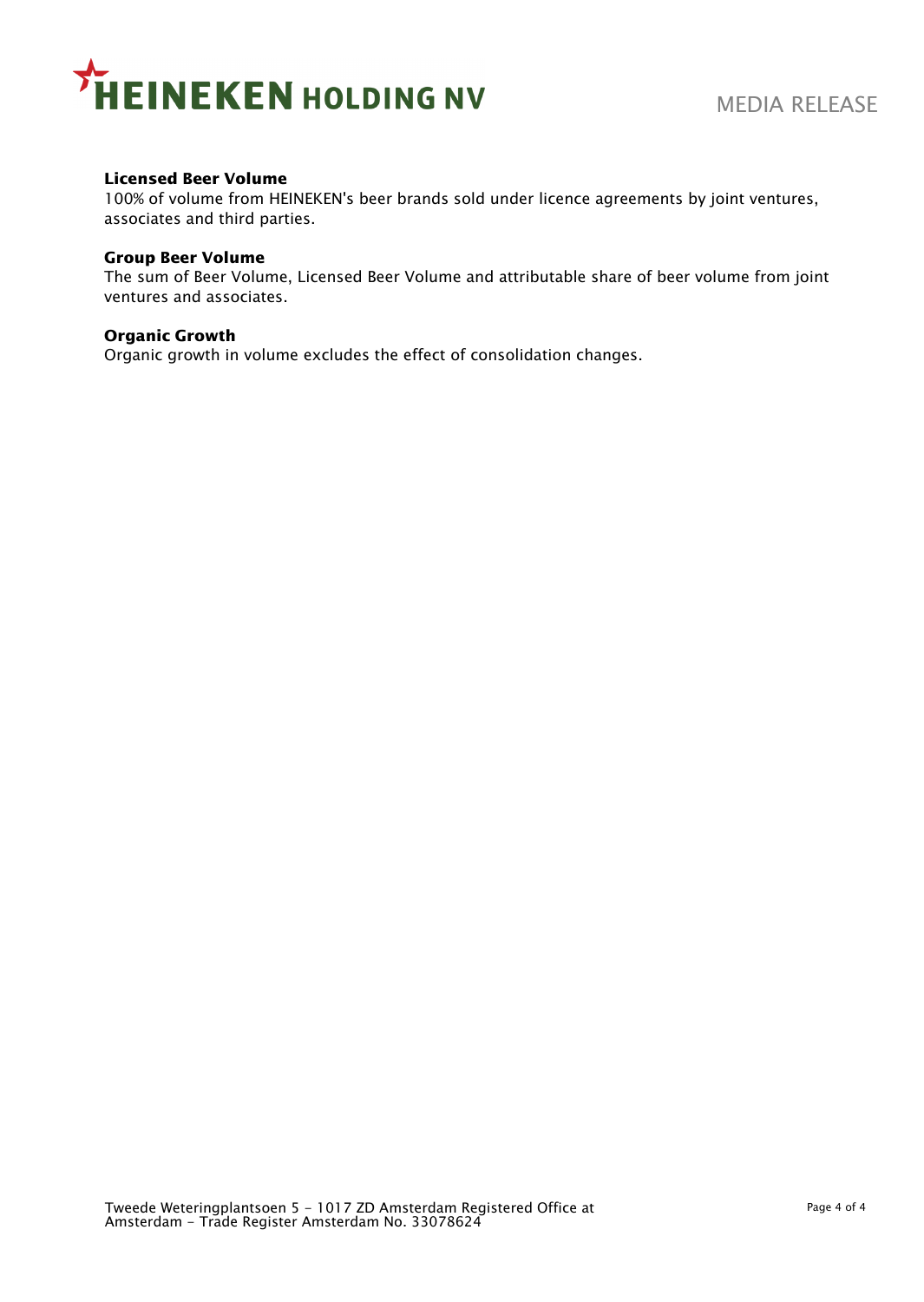**Licensed Beer Volume**
100% of volume from HEINEKEN's beer brands sold under licence agreements by joint ventures, associates and third parties.

**Group Beer Volume**
The sum of Beer Volume, Licensed Beer Volume and attributable share of beer volume from joint ventures and associates.

**Organic Growth**
Organic growth in volume excludes the effect of consolidation changes.